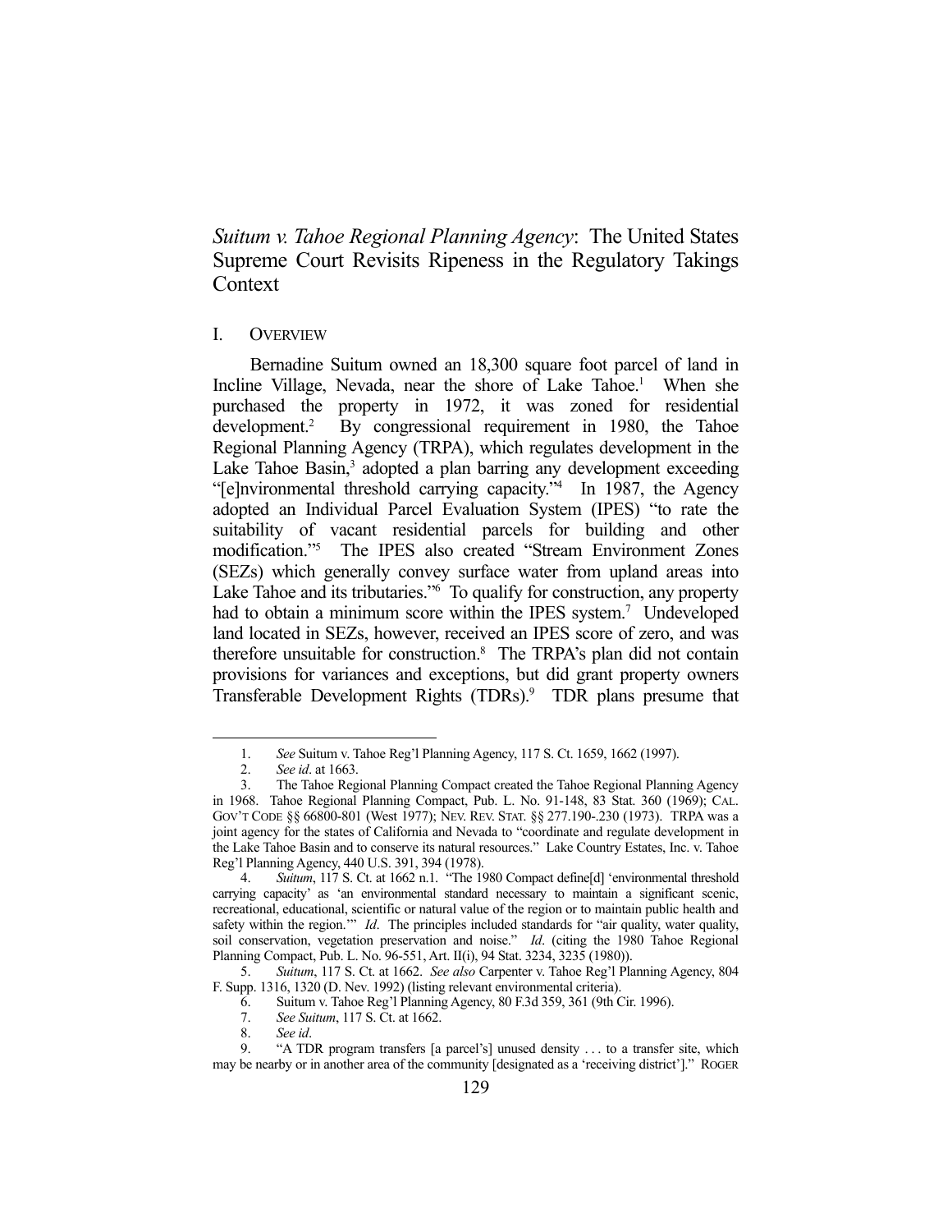# *Suitum v. Tahoe Regional Planning Agency*: The United States Supreme Court Revisits Ripeness in the Regulatory Takings Context

## I. OVERVIEW

Bernadine Suitum owned an 18,300 square foot parcel of land in Incline Village, Nevada, near the shore of Lake Tahoe.[1] When she purchased the property in 1972, it was zoned for residential development.[2] By congressional requirement in 1980, the Tahoe Regional Planning Agency (TRPA), which regulates development in the Lake Tahoe Basin,[3] adopted a plan barring any development exceeding "[e]nvironmental threshold carrying capacity."[4] In 1987, the Agency adopted an Individual Parcel Evaluation System (IPES) "to rate the suitability of vacant residential parcels for building and other modification."[5] The IPES also created "Stream Environment Zones (SEZs) which generally convey surface water from upland areas into Lake Tahoe and its tributaries."[6] To qualify for construction, any property had to obtain a minimum score within the IPES system.[7] Undeveloped land located in SEZs, however, received an IPES score of zero, and was therefore unsuitable for construction.[8] The TRPA's plan did not contain provisions for variances and exceptions, but did grant property owners Transferable Development Rights (TDRs).[9] TDR plans presume that

---

1. *See* Suitum v. Tahoe Reg'l Planning Agency, 117 S. Ct. 1659, 1662 (1997).

2. *See id*. at 1663.

3. The Tahoe Regional Planning Compact created the Tahoe Regional Planning Agency in 1968. Tahoe Regional Planning Compact, Pub. L. No. 91-148, 83 Stat. 360 (1969); CAL. GOV'T CODE §§ 66800-801 (West 1977); NEV. REV. STAT. §§ 277.190-.230 (1973). TRPA was a joint agency for the states of California and Nevada to "coordinate and regulate development in the Lake Tahoe Basin and to conserve its natural resources." Lake Country Estates, Inc. v. Tahoe Reg'l Planning Agency, 440 U.S. 391, 394 (1978).

4. *Suitum*, 117 S. Ct. at 1662 n.1. "The 1980 Compact define[d] 'environmental threshold carrying capacity' as 'an environmental standard necessary to maintain a significant scenic, recreational, educational, scientific or natural value of the region or to maintain public health and safety within the region.'" *Id*. The principles included standards for "air quality, water quality, soil conservation, vegetation preservation and noise." *Id*. (citing the 1980 Tahoe Regional Planning Compact, Pub. L. No. 96-551, Art. II(i), 94 Stat. 3234, 3235 (1980)).

5. *Suitum*, 117 S. Ct. at 1662. *See also* Carpenter v. Tahoe Reg'l Planning Agency, 804 F. Supp. 1316, 1320 (D. Nev. 1992) (listing relevant environmental criteria).

6. Suitum v. Tahoe Reg'l Planning Agency, 80 F.3d 359, 361 (9th Cir. 1996).

7. *See Suitum*, 117 S. Ct. at 1662.

8. *See id*.

9. "A TDR program transfers [a parcel's] unused density . . . to a transfer site, which may be nearby or in another area of the community [designated as a 'receiving district']." ROGER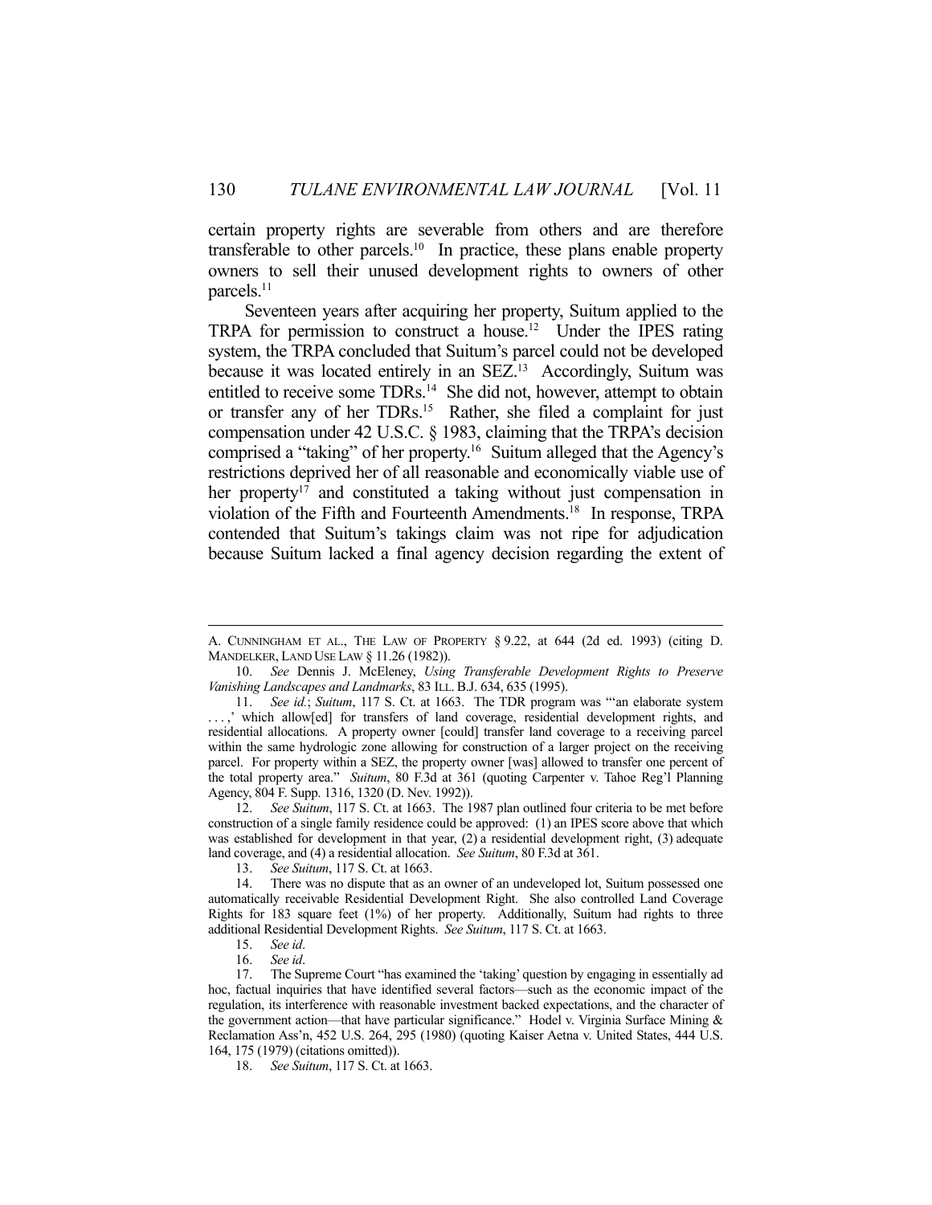certain property rights are severable from others and are therefore transferable to other parcels.[10] In practice, these plans enable property owners to sell their unused development rights to owners of other parcels.[11]

Seventeen years after acquiring her property, Suitum applied to the TRPA for permission to construct a house.[12] Under the IPES rating system, the TRPA concluded that Suitum's parcel could not be developed because it was located entirely in an SEZ.[13] Accordingly, Suitum was entitled to receive some TDRs.[14] She did not, however, attempt to obtain or transfer any of her TDRs.[15] Rather, she filed a complaint for just compensation under 42 U.S.C. § 1983, claiming that the TRPA's decision comprised a "taking" of her property.[16] Suitum alleged that the Agency's restrictions deprived her of all reasonable and economically viable use of her property[17] and constituted a taking without just compensation in violation of the Fifth and Fourteenth Amendments.[18] In response, TRPA contended that Suitum's takings claim was not ripe for adjudication because Suitum lacked a final agency decision regarding the extent of

---

A. CUNNINGHAM ET AL., THE LAW OF PROPERTY § 9.22, at 644 (2d ed. 1993) (citing D. MANDELKER, LAND USE LAW § 11.26 (1982)).

10. *See* Dennis J. McEleney, *Using Transferable Development Rights to Preserve Vanishing Landscapes and Landmarks*, 83 ILL. B.J. 634, 635 (1995).

11. *See id.*; *Suitum*, 117 S. Ct. at 1663. The TDR program was "'an elaborate system . . . ,' which allow[ed] for transfers of land coverage, residential development rights, and residential allocations. A property owner [could] transfer land coverage to a receiving parcel within the same hydrologic zone allowing for construction of a larger project on the receiving parcel. For property within a SEZ, the property owner [was] allowed to transfer one percent of the total property area." *Suitum*, 80 F.3d at 361 (quoting Carpenter v. Tahoe Reg'l Planning Agency, 804 F. Supp. 1316, 1320 (D. Nev. 1992)).

12. *See Suitum*, 117 S. Ct. at 1663. The 1987 plan outlined four criteria to be met before construction of a single family residence could be approved: (1) an IPES score above that which was established for development in that year, (2) a residential development right, (3) adequate land coverage, and (4) a residential allocation. *See Suitum*, 80 F.3d at 361.

13. *See Suitum*, 117 S. Ct. at 1663.

14. There was no dispute that as an owner of an undeveloped lot, Suitum possessed one automatically receivable Residential Development Right. She also controlled Land Coverage Rights for 183 square feet (1%) of her property. Additionally, Suitum had rights to three additional Residential Development Rights. *See Suitum*, 117 S. Ct. at 1663.

15. *See id*.

16. *See id*.

17. The Supreme Court "has examined the 'taking' question by engaging in essentially ad hoc, factual inquiries that have identified several factors—such as the economic impact of the regulation, its interference with reasonable investment backed expectations, and the character of the government action—that have particular significance." Hodel v. Virginia Surface Mining & Reclamation Ass'n, 452 U.S. 264, 295 (1980) (quoting Kaiser Aetna v. United States, 444 U.S. 164, 175 (1979) (citations omitted)).

18. *See Suitum*, 117 S. Ct. at 1663.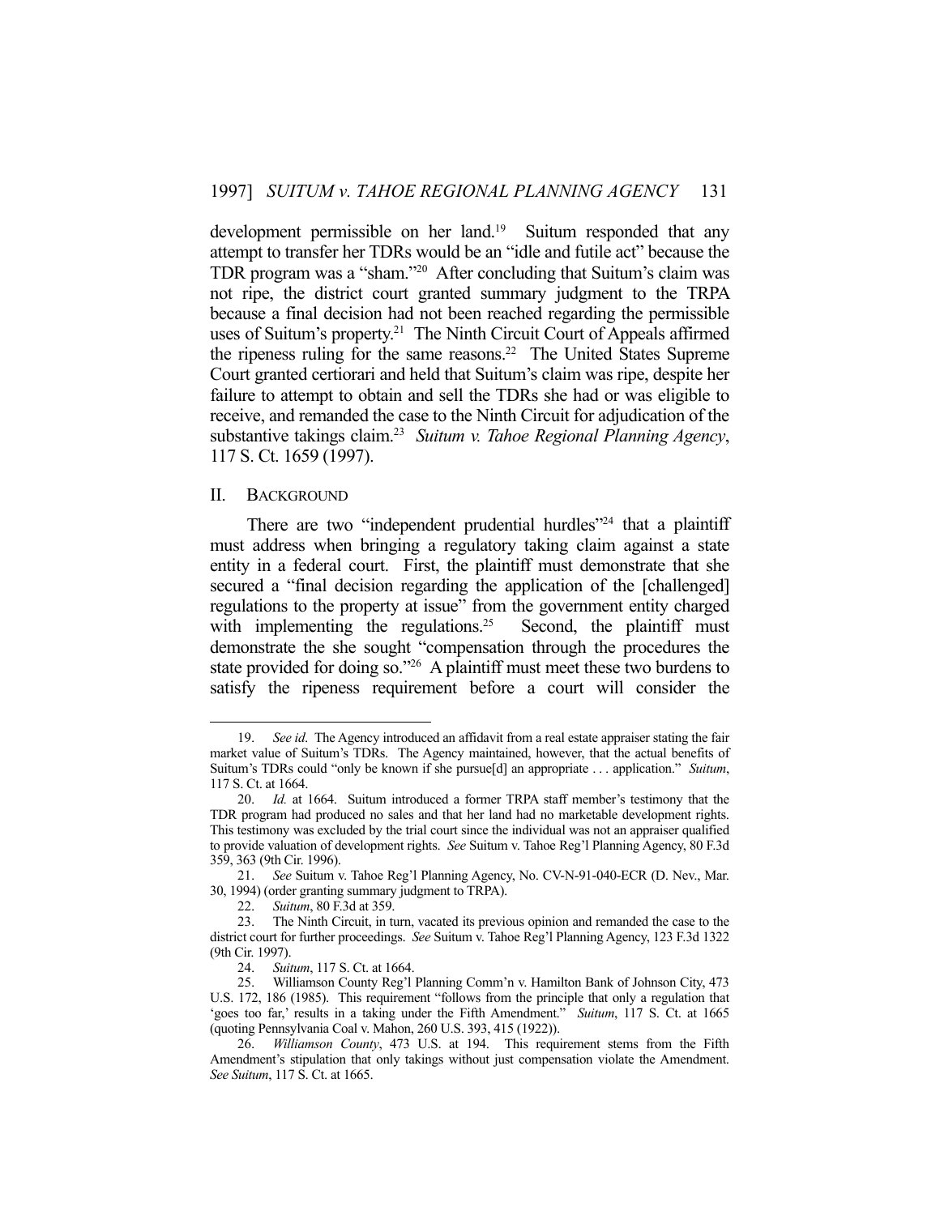development permissible on her land.[19] Suitum responded that any attempt to transfer her TDRs would be an "idle and futile act" because the TDR program was a "sham."[20] After concluding that Suitum's claim was not ripe, the district court granted summary judgment to the TRPA because a final decision had not been reached regarding the permissible uses of Suitum's property.[21] The Ninth Circuit Court of Appeals affirmed the ripeness ruling for the same reasons.[22] The United States Supreme Court granted certiorari and held that Suitum's claim was ripe, despite her failure to attempt to obtain and sell the TDRs she had or was eligible to receive, and remanded the case to the Ninth Circuit for adjudication of the substantive takings claim.[23] *Suitum v. Tahoe Regional Planning Agency*, 117 S. Ct. 1659 (1997).

## II. Background

There are two "independent prudential hurdles"[24] that a plaintiff must address when bringing a regulatory taking claim against a state entity in a federal court. First, the plaintiff must demonstrate that she secured a "final decision regarding the application of the [challenged] regulations to the property at issue" from the government entity charged with implementing the regulations.[25] Second, the plaintiff must demonstrate the she sought "compensation through the procedures the state provided for doing so."[26] A plaintiff must meet these two burdens to satisfy the ripeness requirement before a court will consider the

---

19. *See id*. The Agency introduced an affidavit from a real estate appraiser stating the fair market value of Suitum's TDRs. The Agency maintained, however, that the actual benefits of Suitum's TDRs could "only be known if she pursue[d] an appropriate . . . application." *Suitum*, 117 S. Ct. at 1664.

20. *Id.* at 1664. Suitum introduced a former TRPA staff member's testimony that the TDR program had produced no sales and that her land had no marketable development rights. This testimony was excluded by the trial court since the individual was not an appraiser qualified to provide valuation of development rights. *See* Suitum v. Tahoe Reg'l Planning Agency, 80 F.3d 359, 363 (9th Cir. 1996).

21. *See* Suitum v. Tahoe Reg'l Planning Agency, No. CV-N-91-040-ECR (D. Nev., Mar. 30, 1994) (order granting summary judgment to TRPA).

22. *Suitum*, 80 F.3d at 359.

23. The Ninth Circuit, in turn, vacated its previous opinion and remanded the case to the district court for further proceedings. *See* Suitum v. Tahoe Reg'l Planning Agency, 123 F.3d 1322 (9th Cir. 1997).

24. *Suitum*, 117 S. Ct. at 1664.

25. Williamson County Reg'l Planning Comm'n v. Hamilton Bank of Johnson City, 473 U.S. 172, 186 (1985). This requirement "follows from the principle that only a regulation that 'goes too far,' results in a taking under the Fifth Amendment." *Suitum*, 117 S. Ct. at 1665 (quoting Pennsylvania Coal v. Mahon, 260 U.S. 393, 415 (1922)).

26. *Williamson County*, 473 U.S. at 194. This requirement stems from the Fifth Amendment's stipulation that only takings without just compensation violate the Amendment. *See Suitum*, 117 S. Ct. at 1665.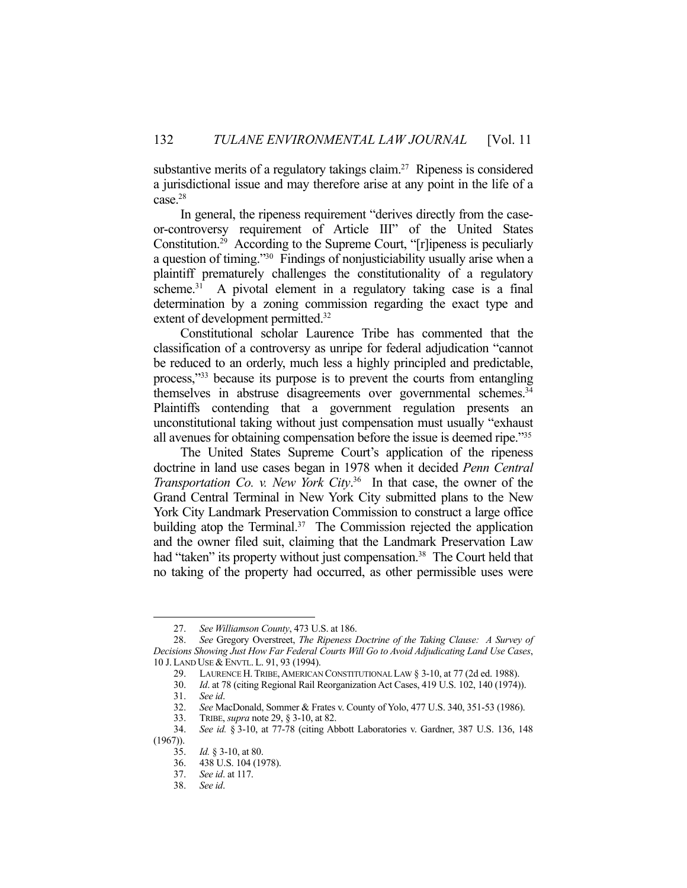substantive merits of a regulatory takings claim.[27] Ripeness is considered a jurisdictional issue and may therefore arise at any point in the life of a case.[28]

In general, the ripeness requirement "derives directly from the case-or-controversy requirement of Article III" of the United States Constitution.[29] According to the Supreme Court, "[r]ipeness is peculiarly a question of timing."[30] Findings of nonjusticiability usually arise when a plaintiff prematurely challenges the constitutionality of a regulatory scheme.[31] A pivotal element in a regulatory taking case is a final determination by a zoning commission regarding the exact type and extent of development permitted.[32]

Constitutional scholar Laurence Tribe has commented that the classification of a controversy as unripe for federal adjudication "cannot be reduced to an orderly, much less a highly principled and predictable, process,"[33] because its purpose is to prevent the courts from entangling themselves in abstruse disagreements over governmental schemes.[34] Plaintiffs contending that a government regulation presents an unconstitutional taking without just compensation must usually "exhaust all avenues for obtaining compensation before the issue is deemed ripe."[35]

The United States Supreme Court's application of the ripeness doctrine in land use cases began in 1978 when it decided *Penn Central Transportation Co. v. New York City*.[36] In that case, the owner of the Grand Central Terminal in New York City submitted plans to the New York City Landmark Preservation Commission to construct a large office building atop the Terminal.[37] The Commission rejected the application and the owner filed suit, claiming that the Landmark Preservation Law had "taken" its property without just compensation.[38] The Court held that no taking of the property had occurred, as other permissible uses were

---

27. *See Williamson County*, 473 U.S. at 186.

28. *See* Gregory Overstreet, *The Ripeness Doctrine of the Taking Clause: A Survey of Decisions Showing Just How Far Federal Courts Will Go to Avoid Adjudicating Land Use Cases*, 10 J. LAND USE & ENVTL. L. 91, 93 (1994).

29. LAURENCE H. TRIBE, AMERICAN CONSTITUTIONAL LAW § 3-10, at 77 (2d ed. 1988).

30. *Id*. at 78 (citing Regional Rail Reorganization Act Cases, 419 U.S. 102, 140 (1974)).

31. *See id*.

32. *See* MacDonald, Sommer & Frates v. County of Yolo, 477 U.S. 340, 351-53 (1986).

33. TRIBE, *supra* note 29, § 3-10, at 82.

34. *See id.* § 3-10, at 77-78 (citing Abbott Laboratories v. Gardner, 387 U.S. 136, 148 (1967)).

35. *Id.* § 3-10, at 80.

36. 438 U.S. 104 (1978).

37. *See id*. at 117.

38. *See id*.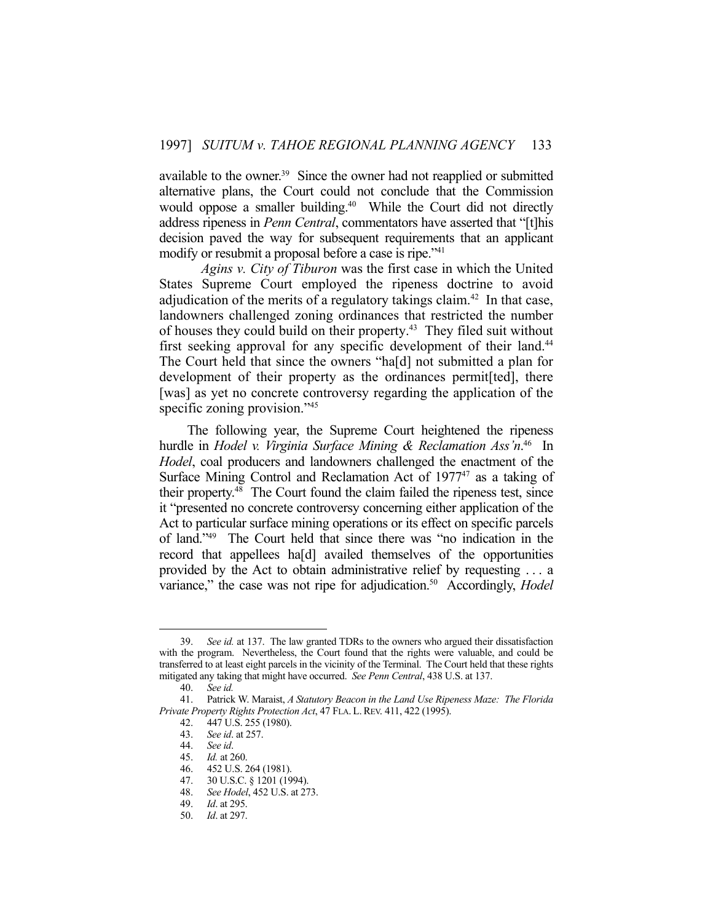available to the owner.[39] Since the owner had not reapplied or submitted alternative plans, the Court could not conclude that the Commission would oppose a smaller building.[40] While the Court did not directly address ripeness in *Penn Central*, commentators have asserted that "[t]his decision paved the way for subsequent requirements that an applicant modify or resubmit a proposal before a case is ripe."[41]

*Agins v. City of Tiburon* was the first case in which the United States Supreme Court employed the ripeness doctrine to avoid adjudication of the merits of a regulatory takings claim.[42] In that case, landowners challenged zoning ordinances that restricted the number of houses they could build on their property.[43] They filed suit without first seeking approval for any specific development of their land.[44] The Court held that since the owners "ha[d] not submitted a plan for development of their property as the ordinances permit[ted], there [was] as yet no concrete controversy regarding the application of the specific zoning provision."[45]

The following year, the Supreme Court heightened the ripeness hurdle in *Hodel v. Virginia Surface Mining & Reclamation Ass'n*.[46] In *Hodel*, coal producers and landowners challenged the enactment of the Surface Mining Control and Reclamation Act of 1977[47] as a taking of their property.[48] The Court found the claim failed the ripeness test, since it "presented no concrete controversy concerning either application of the Act to particular surface mining operations or its effect on specific parcels of land."[49] The Court held that since there was "no indication in the record that appellees ha[d] availed themselves of the opportunities provided by the Act to obtain administrative relief by requesting . . . a variance," the case was not ripe for adjudication.[50] Accordingly, *Hodel*

---

39. *See id.* at 137. The law granted TDRs to the owners who argued their dissatisfaction with the program. Nevertheless, the Court found that the rights were valuable, and could be transferred to at least eight parcels in the vicinity of the Terminal. The Court held that these rights mitigated any taking that might have occurred. *See Penn Central*, 438 U.S. at 137.

40. *See id.*

41. Patrick W. Maraist, *A Statutory Beacon in the Land Use Ripeness Maze: The Florida Private Property Rights Protection Act*, 47 FLA. L. REV. 411, 422 (1995).

42. 447 U.S. 255 (1980).

43. *See id*. at 257.

44. *See id*.

45. *Id.* at 260.

46. 452 U.S. 264 (1981).

47. 30 U.S.C. § 1201 (1994).

48. *See Hodel*, 452 U.S. at 273.

49. *Id*. at 295.

50. *Id*. at 297.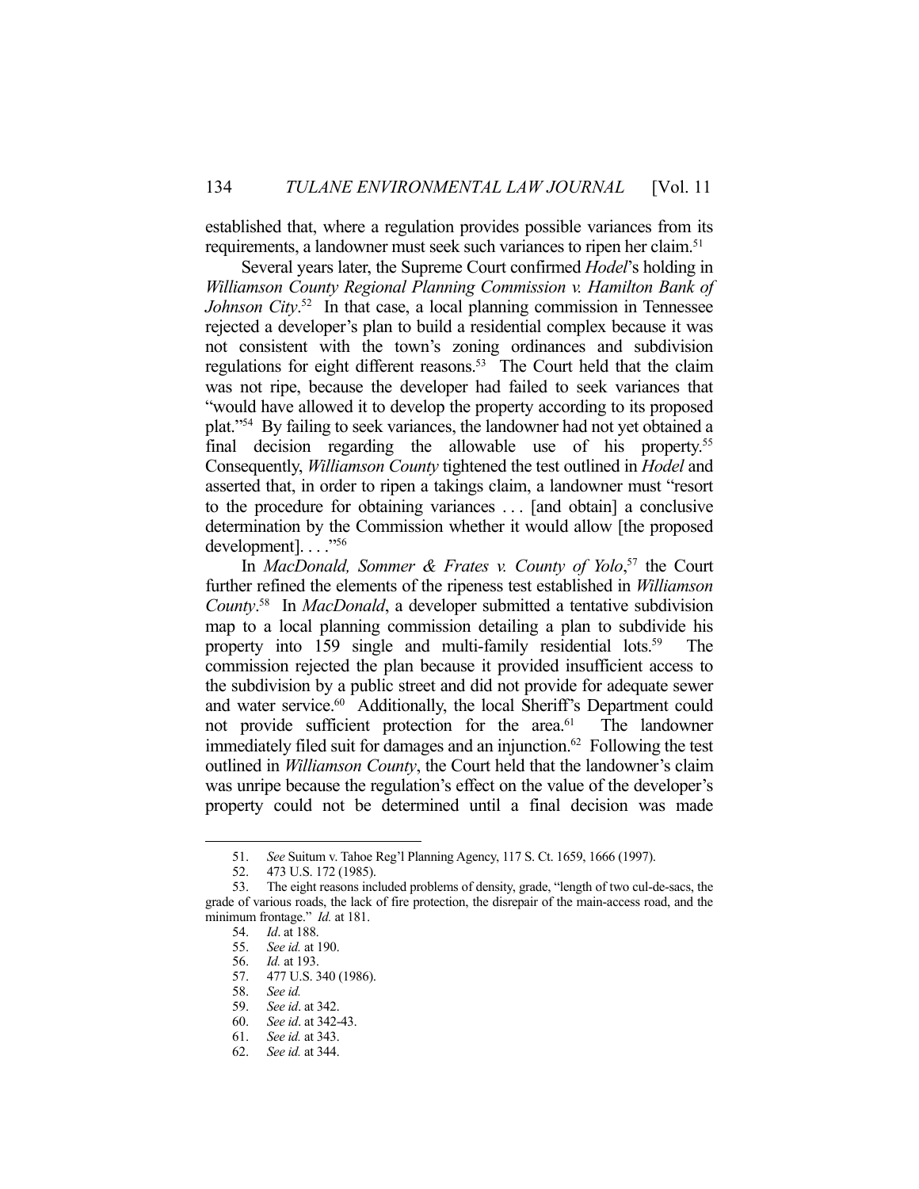established that, where a regulation provides possible variances from its requirements, a landowner must seek such variances to ripen her claim.[51]

Several years later, the Supreme Court confirmed *Hodel*'s holding in *Williamson County Regional Planning Commission v. Hamilton Bank of Johnson City*.[52] In that case, a local planning commission in Tennessee rejected a developer's plan to build a residential complex because it was not consistent with the town's zoning ordinances and subdivision regulations for eight different reasons.[53] The Court held that the claim was not ripe, because the developer had failed to seek variances that "would have allowed it to develop the property according to its proposed plat."[54] By failing to seek variances, the landowner had not yet obtained a final decision regarding the allowable use of his property.[55] Consequently, *Williamson County* tightened the test outlined in *Hodel* and asserted that, in order to ripen a takings claim, a landowner must "resort to the procedure for obtaining variances . . . [and obtain] a conclusive determination by the Commission whether it would allow [the proposed development]. . . ."[56]

In *MacDonald, Sommer & Frates v. County of Yolo*,[57] the Court further refined the elements of the ripeness test established in *Williamson County*.[58] In *MacDonald*, a developer submitted a tentative subdivision map to a local planning commission detailing a plan to subdivide his property into 159 single and multi-family residential lots.[59] The commission rejected the plan because it provided insufficient access to the subdivision by a public street and did not provide for adequate sewer and water service.[60] Additionally, the local Sheriff's Department could not provide sufficient protection for the area.[61] The landowner immediately filed suit for damages and an injunction.[62] Following the test outlined in *Williamson County*, the Court held that the landowner's claim was unripe because the regulation's effect on the value of the developer's property could not be determined until a final decision was made

---

51. *See* Suitum v. Tahoe Reg'l Planning Agency, 117 S. Ct. 1659, 1666 (1997).

52. 473 U.S. 172 (1985).

53. The eight reasons included problems of density, grade, "length of two cul-de-sacs, the grade of various roads, the lack of fire protection, the disrepair of the main-access road, and the minimum frontage." *Id.* at 181.

54. *Id*. at 188.

55. *See id.* at 190.

56. *Id.* at 193.

57. 477 U.S. 340 (1986).

58. *See id.*

59. *See id*. at 342.

60. *See id*. at 342-43.

61. *See id.* at 343.

62. *See id.* at 344.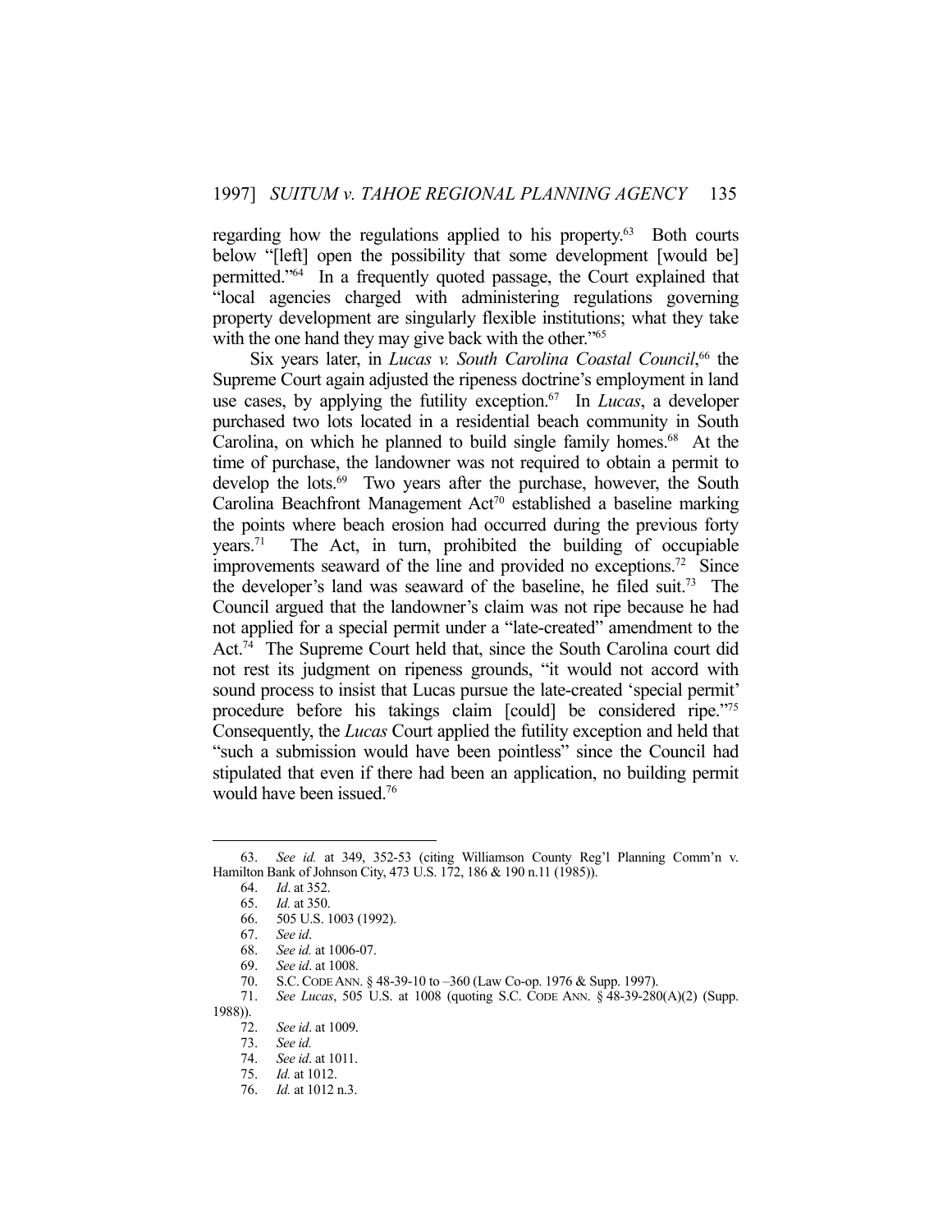regarding how the regulations applied to his property.[63] Both courts below "[left] open the possibility that some development [would be] permitted."[64] In a frequently quoted passage, the Court explained that "local agencies charged with administering regulations governing property development are singularly flexible institutions; what they take with the one hand they may give back with the other."[65]

Six years later, in *Lucas v. South Carolina Coastal Council*,[66] the Supreme Court again adjusted the ripeness doctrine's employment in land use cases, by applying the futility exception.[67] In *Lucas*, a developer purchased two lots located in a residential beach community in South Carolina, on which he planned to build single family homes.[68] At the time of purchase, the landowner was not required to obtain a permit to develop the lots.[69] Two years after the purchase, however, the South Carolina Beachfront Management Act[70] established a baseline marking the points where beach erosion had occurred during the previous forty years.[71] The Act, in turn, prohibited the building of occupiable improvements seaward of the line and provided no exceptions.[72] Since the developer's land was seaward of the baseline, he filed suit.[73] The Council argued that the landowner's claim was not ripe because he had not applied for a special permit under a "late-created" amendment to the Act.[74] The Supreme Court held that, since the South Carolina court did not rest its judgment on ripeness grounds, "it would not accord with sound process to insist that Lucas pursue the late-created 'special permit' procedure before his takings claim [could] be considered ripe."[75] Consequently, the *Lucas* Court applied the futility exception and held that "such a submission would have been pointless" since the Council had stipulated that even if there had been an application, no building permit would have been issued.[76]

---

63. *See id.* at 349, 352-53 (citing Williamson County Reg'l Planning Comm'n v. Hamilton Bank of Johnson City, 473 U.S. 172, 186 & 190 n.11 (1985)).

64. *Id*. at 352.

65. *Id.* at 350.

66. 505 U.S. 1003 (1992).

67. *See id*.

68. *See id.* at 1006-07.

69. *See id*. at 1008.

70. S.C. CODE ANN. § 48-39-10 to –360 (Law Co-op. 1976 & Supp. 1997).

71. *See Lucas*, 505 U.S. at 1008 (quoting S.C. CODE ANN. § 48-39-280(A)(2) (Supp. 1988)).

72. *See id*. at 1009.

73. *See id.*

74. *See id*. at 1011.

75. *Id.* at 1012.

76. *Id.* at 1012 n.3.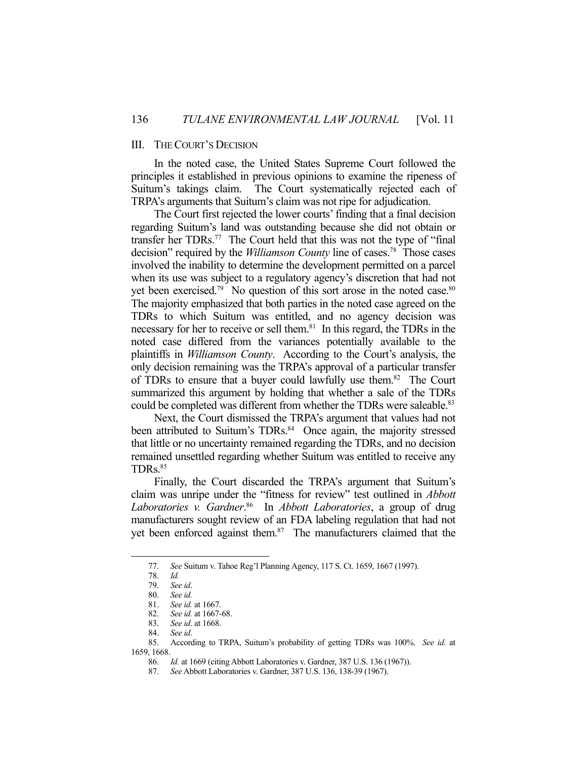## III. THE COURT'S DECISION

In the noted case, the United States Supreme Court followed the principles it established in previous opinions to examine the ripeness of Suitum's takings claim. The Court systematically rejected each of TRPA's arguments that Suitum's claim was not ripe for adjudication.

The Court first rejected the lower courts' finding that a final decision regarding Suitum's land was outstanding because she did not obtain or transfer her TDRs.[77] The Court held that this was not the type of "final decision" required by the *Williamson County* line of cases.[78] Those cases involved the inability to determine the development permitted on a parcel when its use was subject to a regulatory agency's discretion that had not yet been exercised.[79] No question of this sort arose in the noted case.[80] The majority emphasized that both parties in the noted case agreed on the TDRs to which Suitum was entitled, and no agency decision was necessary for her to receive or sell them.[81] In this regard, the TDRs in the noted case differed from the variances potentially available to the plaintiffs in *Williamson County*. According to the Court's analysis, the only decision remaining was the TRPA's approval of a particular transfer of TDRs to ensure that a buyer could lawfully use them.[82] The Court summarized this argument by holding that whether a sale of the TDRs could be completed was different from whether the TDRs were saleable.[83]

Next, the Court dismissed the TRPA's argument that values had not been attributed to Suitum's TDRs.[84] Once again, the majority stressed that little or no uncertainty remained regarding the TDRs, and no decision remained unsettled regarding whether Suitum was entitled to receive any TDRs.[85]

Finally, the Court discarded the TRPA's argument that Suitum's claim was unripe under the "fitness for review" test outlined in *Abbott Laboratories v. Gardner*.[86] In *Abbott Laboratories*, a group of drug manufacturers sought review of an FDA labeling regulation that had not yet been enforced against them.[87] The manufacturers claimed that the

---

77. *See* Suitum v. Tahoe Reg'l Planning Agency, 117 S. Ct. 1659, 1667 (1997).
78. *Id.*
79. *See id*.
80. *See id.*
81. *See id.* at 1667.
82. *See id.* at 1667-68.
83. *See id*. at 1668.
84. *See id*.
85. According to TRPA, Suitum's probability of getting TDRs was 100%. *See id.* at 1659, 1668.
86. *Id.* at 1669 (citing Abbott Laboratories v. Gardner, 387 U.S. 136 (1967)).
87. *See* Abbott Laboratories v. Gardner, 387 U.S. 136, 138-39 (1967).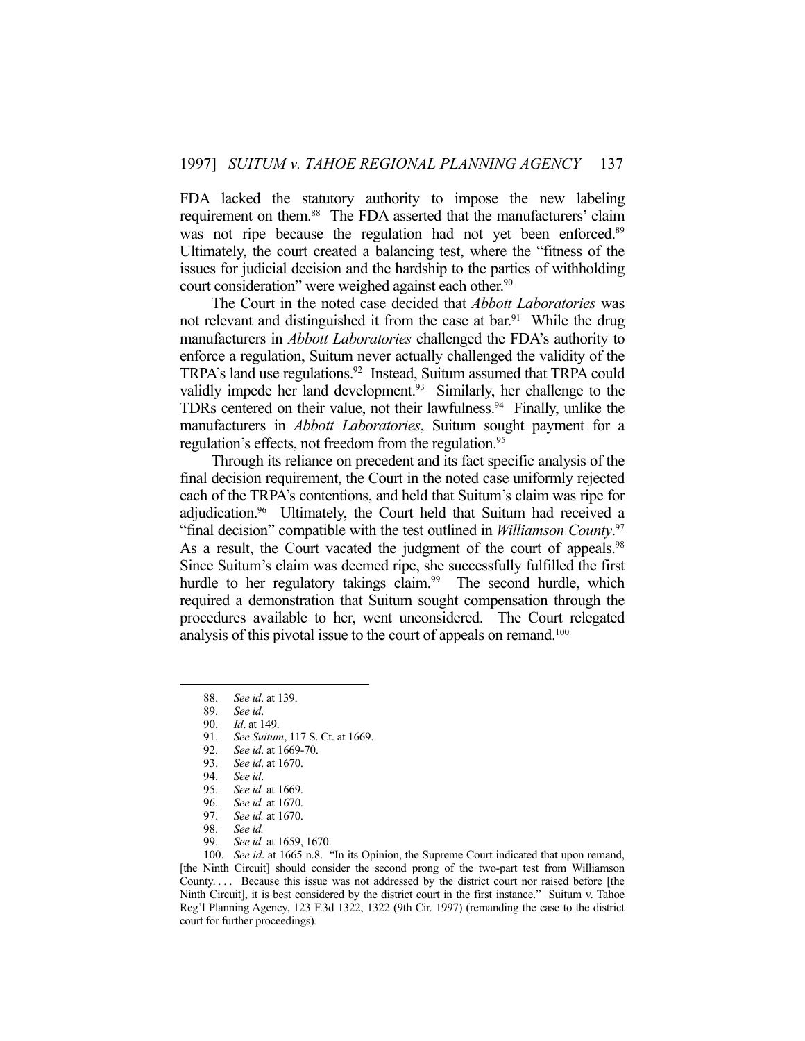FDA lacked the statutory authority to impose the new labeling requirement on them.[88] The FDA asserted that the manufacturers' claim was not ripe because the regulation had not yet been enforced.[89] Ultimately, the court created a balancing test, where the "fitness of the issues for judicial decision and the hardship to the parties of withholding court consideration" were weighed against each other.[90]

The Court in the noted case decided that *Abbott Laboratories* was not relevant and distinguished it from the case at bar.[91] While the drug manufacturers in *Abbott Laboratories* challenged the FDA's authority to enforce a regulation, Suitum never actually challenged the validity of the TRPA's land use regulations.[92] Instead, Suitum assumed that TRPA could validly impede her land development.[93] Similarly, her challenge to the TDRs centered on their value, not their lawfulness.[94] Finally, unlike the manufacturers in *Abbott Laboratories*, Suitum sought payment for a regulation's effects, not freedom from the regulation.[95]

Through its reliance on precedent and its fact specific analysis of the final decision requirement, the Court in the noted case uniformly rejected each of the TRPA's contentions, and held that Suitum's claim was ripe for adjudication.[96] Ultimately, the Court held that Suitum had received a "final decision" compatible with the test outlined in *Williamson County*.[97] As a result, the Court vacated the judgment of the court of appeals.[98] Since Suitum's claim was deemed ripe, she successfully fulfilled the first hurdle to her regulatory takings claim.[99] The second hurdle, which required a demonstration that Suitum sought compensation through the procedures available to her, went unconsidered. The Court relegated analysis of this pivotal issue to the court of appeals on remand.[100]

---

88. *See id*. at 139.
89. *See id*.
90. *Id*. at 149.
91. *See Suitum*, 117 S. Ct. at 1669.
92. *See id*. at 1669-70.
93. *See id*. at 1670.
94. *See id*.
95. *See id.* at 1669.
96. *See id.* at 1670.
97. *See id.* at 1670.
98. *See id.*
99. *See id.* at 1659, 1670.
100. *See id*. at 1665 n.8. "In its Opinion, the Supreme Court indicated that upon remand, [the Ninth Circuit] should consider the second prong of the two-part test from Williamson County. . . . Because this issue was not addressed by the district court nor raised before [the Ninth Circuit], it is best considered by the district court in the first instance." Suitum v. Tahoe Reg'l Planning Agency, 123 F.3d 1322, 1322 (9th Cir. 1997) (remanding the case to the district court for further proceedings).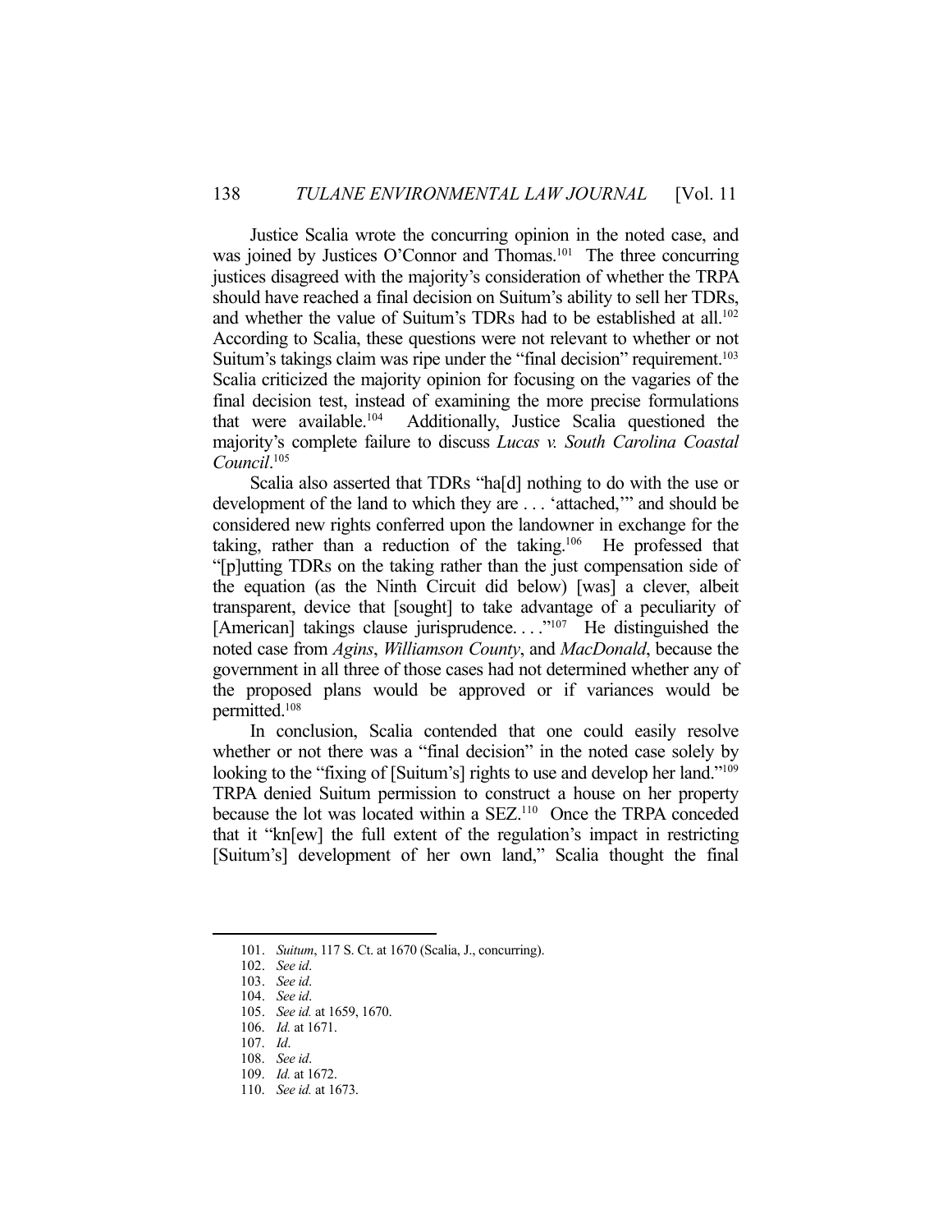Justice Scalia wrote the concurring opinion in the noted case, and was joined by Justices O'Connor and Thomas.[101] The three concurring justices disagreed with the majority's consideration of whether the TRPA should have reached a final decision on Suitum's ability to sell her TDRs, and whether the value of Suitum's TDRs had to be established at all.[102] According to Scalia, these questions were not relevant to whether or not Suitum's takings claim was ripe under the "final decision" requirement.[103] Scalia criticized the majority opinion for focusing on the vagaries of the final decision test, instead of examining the more precise formulations that were available.[104] Additionally, Justice Scalia questioned the majority's complete failure to discuss *Lucas v. South Carolina Coastal Council*.[105]

Scalia also asserted that TDRs "ha[d] nothing to do with the use or development of the land to which they are . . . 'attached,'" and should be considered new rights conferred upon the landowner in exchange for the taking, rather than a reduction of the taking.[106] He professed that "[p]utting TDRs on the taking rather than the just compensation side of the equation (as the Ninth Circuit did below) [was] a clever, albeit transparent, device that [sought] to take advantage of a peculiarity of [American] takings clause jurisprudence. . . ."[107] He distinguished the noted case from *Agins*, *Williamson County*, and *MacDonald*, because the government in all three of those cases had not determined whether any of the proposed plans would be approved or if variances would be permitted.[108]

In conclusion, Scalia contended that one could easily resolve whether or not there was a "final decision" in the noted case solely by looking to the "fixing of [Suitum's] rights to use and develop her land."[109] TRPA denied Suitum permission to construct a house on her property because the lot was located within a SEZ.[110] Once the TRPA conceded that it "kn[ew] the full extent of the regulation's impact in restricting [Suitum's] development of her own land," Scalia thought the final

---

101. *Suitum*, 117 S. Ct. at 1670 (Scalia, J., concurring).
102. *See id*.
103. *See id*.
104. *See id*.
105. *See id.* at 1659, 1670.
106. *Id.* at 1671.
107. *Id*.
108. *See id*.
109. *Id.* at 1672.
110. *See id.* at 1673.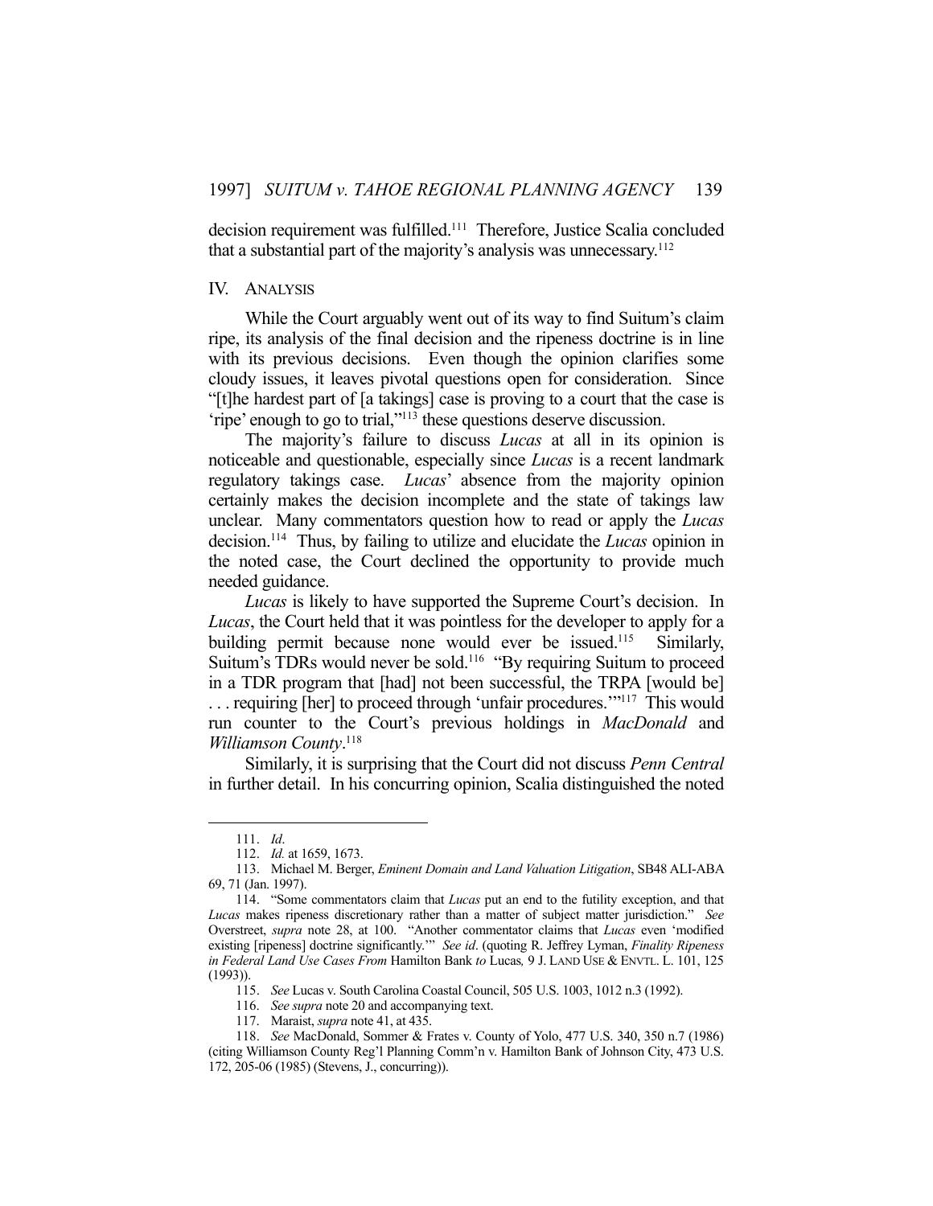decision requirement was fulfilled.[111] Therefore, Justice Scalia concluded that a substantial part of the majority's analysis was unnecessary.[112]

## IV. ANALYSIS

While the Court arguably went out of its way to find Suitum's claim ripe, its analysis of the final decision and the ripeness doctrine is in line with its previous decisions. Even though the opinion clarifies some cloudy issues, it leaves pivotal questions open for consideration. Since "[t]he hardest part of [a takings] case is proving to a court that the case is 'ripe' enough to go to trial,"[113] these questions deserve discussion.

The majority's failure to discuss *Lucas* at all in its opinion is noticeable and questionable, especially since *Lucas* is a recent landmark regulatory takings case. *Lucas*' absence from the majority opinion certainly makes the decision incomplete and the state of takings law unclear. Many commentators question how to read or apply the *Lucas* decision.[114] Thus, by failing to utilize and elucidate the *Lucas* opinion in the noted case, the Court declined the opportunity to provide much needed guidance.

*Lucas* is likely to have supported the Supreme Court's decision. In *Lucas*, the Court held that it was pointless for the developer to apply for a building permit because none would ever be issued.[115] Similarly, Suitum's TDRs would never be sold.[116] "By requiring Suitum to proceed in a TDR program that [had] not been successful, the TRPA [would be] . . . requiring [her] to proceed through 'unfair procedures.'"[117] This would run counter to the Court's previous holdings in *MacDonald* and *Williamson County*.[118]

Similarly, it is surprising that the Court did not discuss *Penn Central* in further detail. In his concurring opinion, Scalia distinguished the noted

---

111. *Id*.

112. *Id.* at 1659, 1673.

113. Michael M. Berger, *Eminent Domain and Land Valuation Litigation*, SB48 ALI-ABA 69, 71 (Jan. 1997).

114. "Some commentators claim that *Lucas* put an end to the futility exception, and that *Lucas* makes ripeness discretionary rather than a matter of subject matter jurisdiction." *See* Overstreet, *supra* note 28, at 100. "Another commentator claims that *Lucas* even 'modified existing [ripeness] doctrine significantly.'" *See id*. (quoting R. Jeffrey Lyman, *Finality Ripeness in Federal Land Use Cases From* Hamilton Bank *to* Lucas*,* 9 J. LAND USE & ENVTL. L. 101, 125 (1993)).

115. *See* Lucas v. South Carolina Coastal Council, 505 U.S. 1003, 1012 n.3 (1992).

116. *See supra* note 20 and accompanying text.

117. Maraist, *supra* note 41, at 435.

118. *See* MacDonald, Sommer & Frates v. County of Yolo, 477 U.S. 340, 350 n.7 (1986) (citing Williamson County Reg'l Planning Comm'n v. Hamilton Bank of Johnson City, 473 U.S. 172, 205-06 (1985) (Stevens, J., concurring)).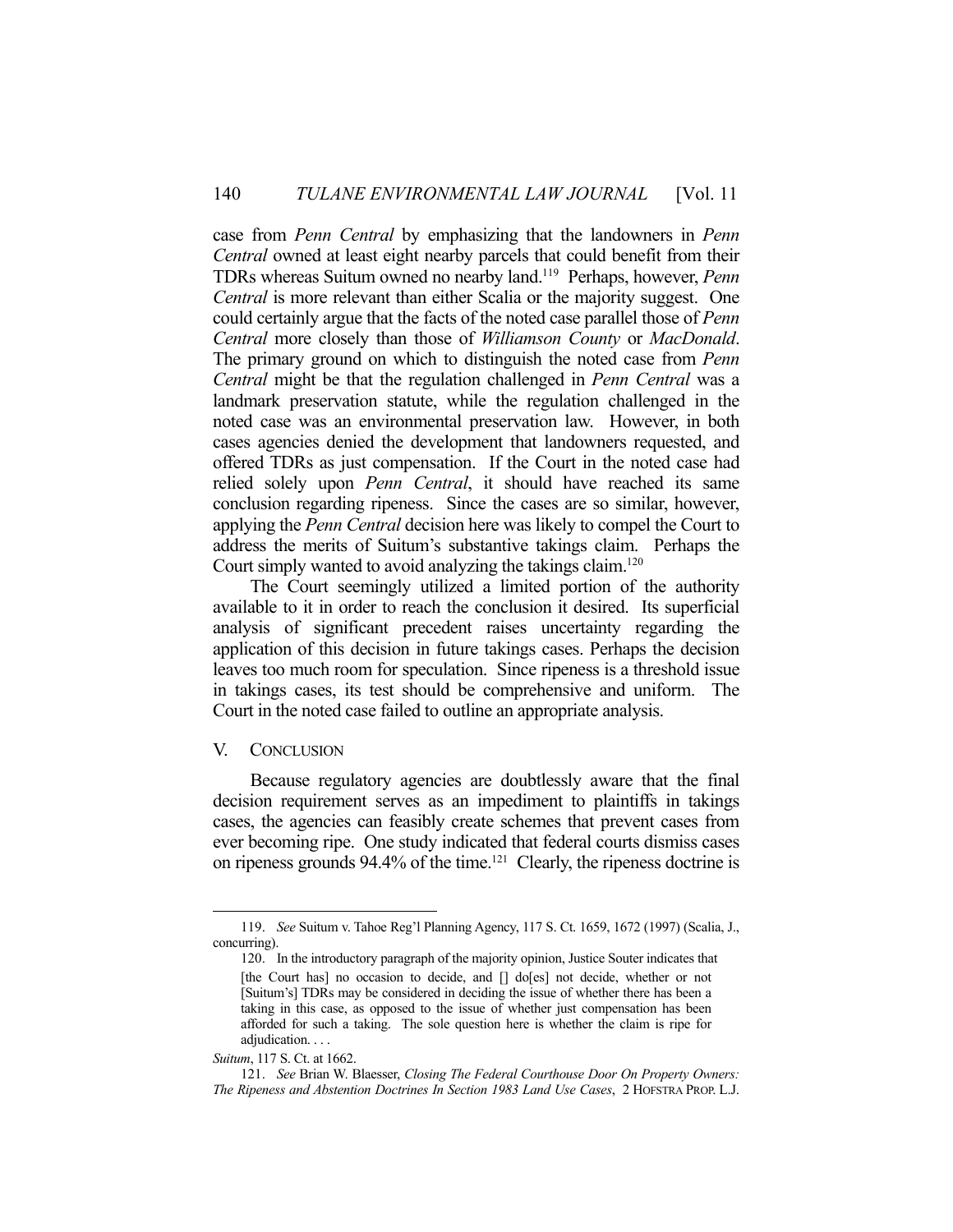case from *Penn Central* by emphasizing that the landowners in *Penn Central* owned at least eight nearby parcels that could benefit from their TDRs whereas Suitum owned no nearby land.[119] Perhaps, however, *Penn Central* is more relevant than either Scalia or the majority suggest. One could certainly argue that the facts of the noted case parallel those of *Penn Central* more closely than those of *Williamson County* or *MacDonald*. The primary ground on which to distinguish the noted case from *Penn Central* might be that the regulation challenged in *Penn Central* was a landmark preservation statute, while the regulation challenged in the noted case was an environmental preservation law. However, in both cases agencies denied the development that landowners requested, and offered TDRs as just compensation. If the Court in the noted case had relied solely upon *Penn Central*, it should have reached its same conclusion regarding ripeness. Since the cases are so similar, however, applying the *Penn Central* decision here was likely to compel the Court to address the merits of Suitum's substantive takings claim. Perhaps the Court simply wanted to avoid analyzing the takings claim.[120]

The Court seemingly utilized a limited portion of the authority available to it in order to reach the conclusion it desired. Its superficial analysis of significant precedent raises uncertainty regarding the application of this decision in future takings cases. Perhaps the decision leaves too much room for speculation. Since ripeness is a threshold issue in takings cases, its test should be comprehensive and uniform. The Court in the noted case failed to outline an appropriate analysis.

## V. CONCLUSION

Because regulatory agencies are doubtlessly aware that the final decision requirement serves as an impediment to plaintiffs in takings cases, the agencies can feasibly create schemes that prevent cases from ever becoming ripe. One study indicated that federal courts dismiss cases on ripeness grounds 94.4% of the time.[121] Clearly, the ripeness doctrine is

---

119. *See* Suitum v. Tahoe Reg'l Planning Agency, 117 S. Ct. 1659, 1672 (1997) (Scalia, J., concurring).

120. In the introductory paragraph of the majority opinion, Justice Souter indicates that

> [the Court has] no occasion to decide, and [] do[es] not decide, whether or not [Suitum's] TDRs may be considered in deciding the issue of whether there has been a taking in this case, as opposed to the issue of whether just compensation has been afforded for such a taking. The sole question here is whether the claim is ripe for adjudication. . . .

*Suitum*, 117 S. Ct. at 1662.

121. *See* Brian W. Blaesser, *Closing The Federal Courthouse Door On Property Owners: The Ripeness and Abstention Doctrines In Section 1983 Land Use Cases*, 2 HOFSTRA PROP. L.J.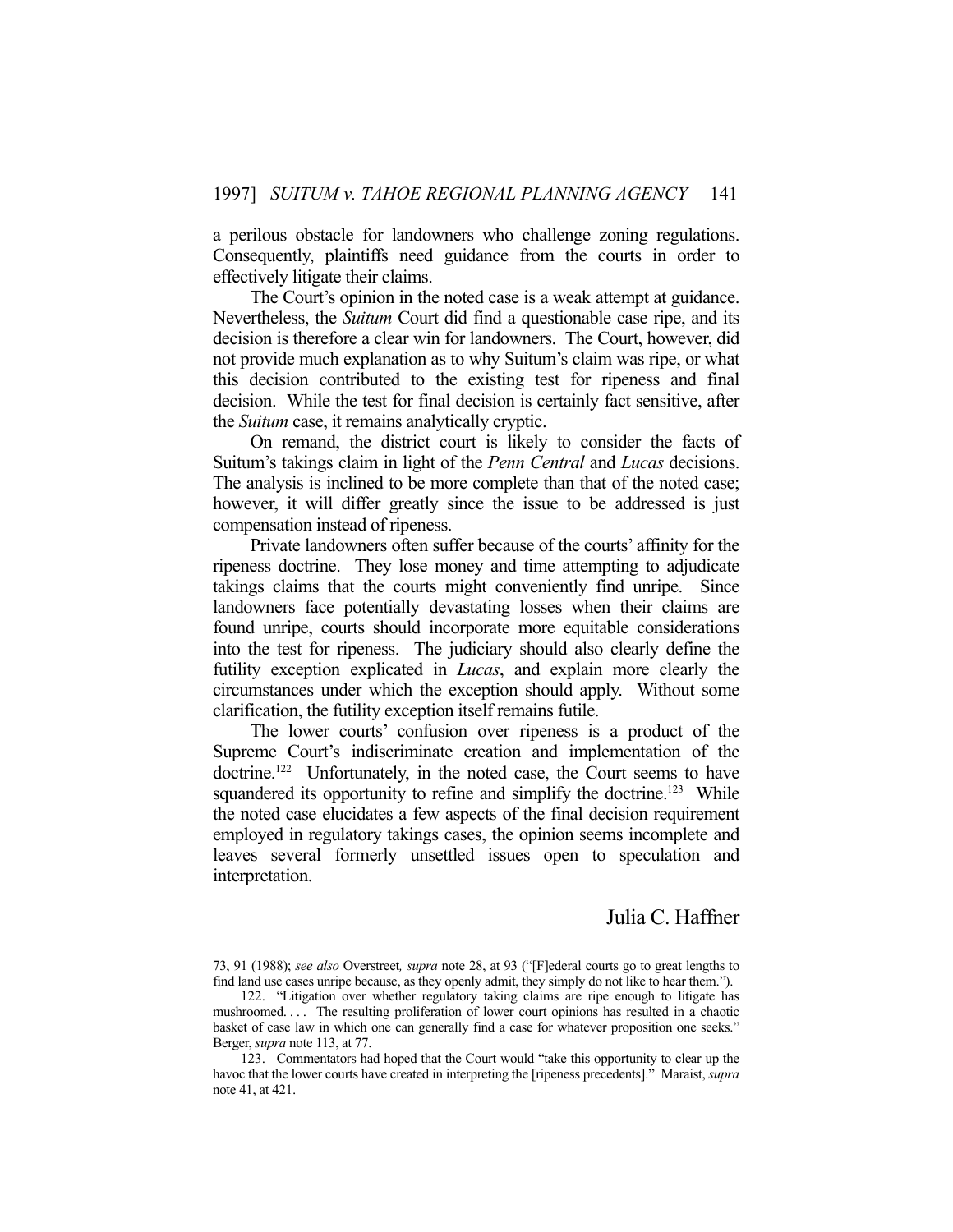a perilous obstacle for landowners who challenge zoning regulations. Consequently, plaintiffs need guidance from the courts in order to effectively litigate their claims.

The Court's opinion in the noted case is a weak attempt at guidance. Nevertheless, the *Suitum* Court did find a questionable case ripe, and its decision is therefore a clear win for landowners. The Court, however, did not provide much explanation as to why Suitum's claim was ripe, or what this decision contributed to the existing test for ripeness and final decision. While the test for final decision is certainly fact sensitive, after the *Suitum* case, it remains analytically cryptic.

On remand, the district court is likely to consider the facts of Suitum's takings claim in light of the *Penn Central* and *Lucas* decisions. The analysis is inclined to be more complete than that of the noted case; however, it will differ greatly since the issue to be addressed is just compensation instead of ripeness.

Private landowners often suffer because of the courts' affinity for the ripeness doctrine. They lose money and time attempting to adjudicate takings claims that the courts might conveniently find unripe. Since landowners face potentially devastating losses when their claims are found unripe, courts should incorporate more equitable considerations into the test for ripeness. The judiciary should also clearly define the futility exception explicated in *Lucas*, and explain more clearly the circumstances under which the exception should apply. Without some clarification, the futility exception itself remains futile.

The lower courts' confusion over ripeness is a product of the Supreme Court's indiscriminate creation and implementation of the doctrine.[122] Unfortunately, in the noted case, the Court seems to have squandered its opportunity to refine and simplify the doctrine.[123] While the noted case elucidates a few aspects of the final decision requirement employed in regulatory takings cases, the opinion seems incomplete and leaves several formerly unsettled issues open to speculation and interpretation.

Julia C. Haffner

---

73, 91 (1988); *see also* Overstreet, *supra* note 28, at 93 ("[F]ederal courts go to great lengths to find land use cases unripe because, as they openly admit, they simply do not like to hear them.").

122. "Litigation over whether regulatory taking claims are ripe enough to litigate has mushroomed. . . . The resulting proliferation of lower court opinions has resulted in a chaotic basket of case law in which one can generally find a case for whatever proposition one seeks." Berger, *supra* note 113, at 77.

123. Commentators had hoped that the Court would "take this opportunity to clear up the havoc that the lower courts have created in interpreting the [ripeness precedents]." Maraist, *supra* note 41, at 421.